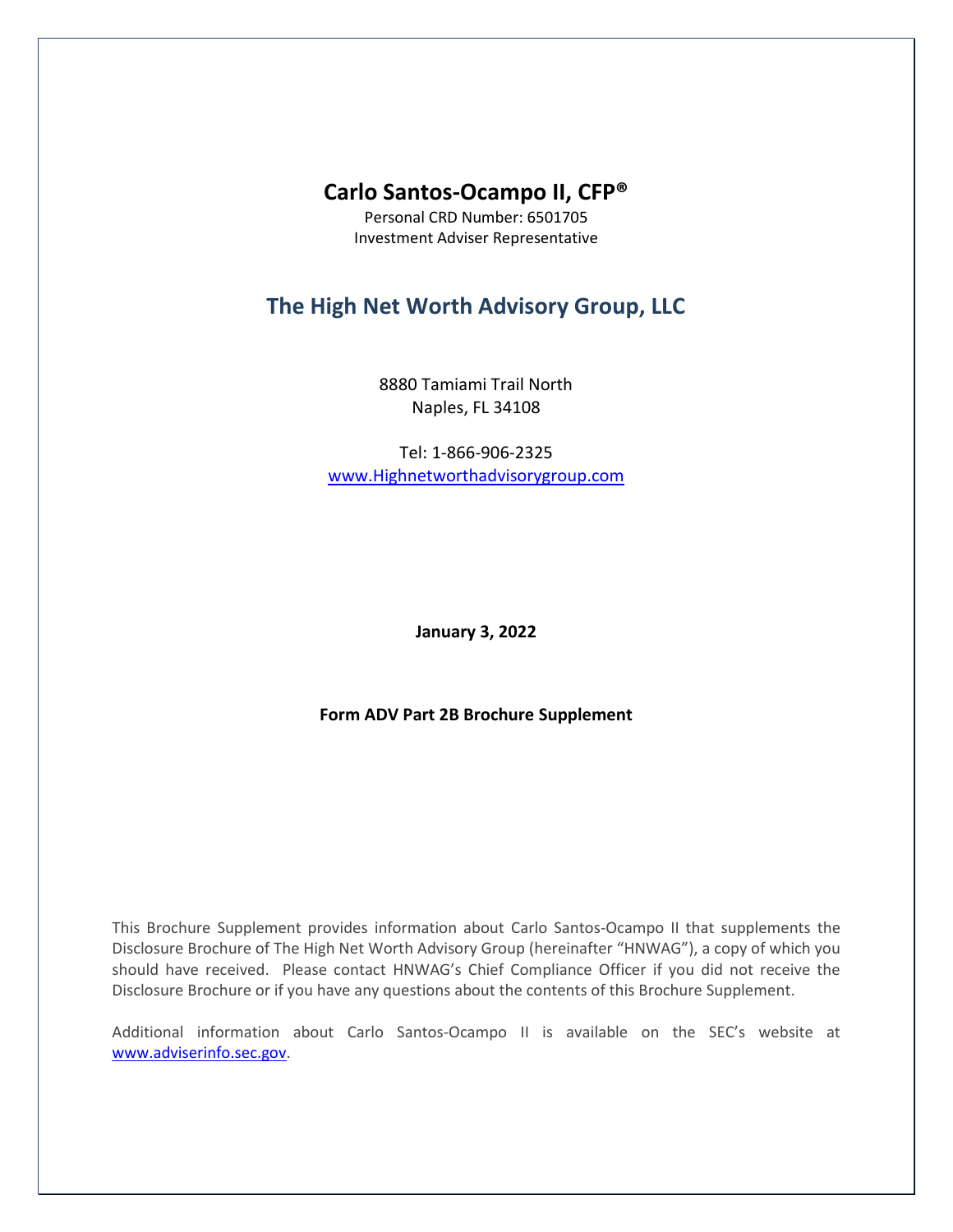# Carlo Santos-Ocampo II, CFP®

Personal CRD Number: 6501705
Investment Adviser Representative

## The High Net Worth Advisory Group, LLC

8880 Tamiami Trail North
Naples, FL 34108

Tel: 1-866-906-2325
[www.Highnetworthadvisorygroup.com](http://www.Highnetworthadvisorygroup.com)

**January 3, 2022**

**Form ADV Part 2B Brochure Supplement**

This Brochure Supplement provides information about Carlo Santos-Ocampo II that supplements the Disclosure Brochure of The High Net Worth Advisory Group (hereinafter "HNWAG"), a copy of which you should have received. Please contact HNWAG's Chief Compliance Officer if you did not receive the Disclosure Brochure or if you have any questions about the contents of this Brochure Supplement.

Additional information about Carlo Santos-Ocampo II is available on the SEC's website at [www.adviserinfo.sec.gov](http://www.adviserinfo.sec.gov).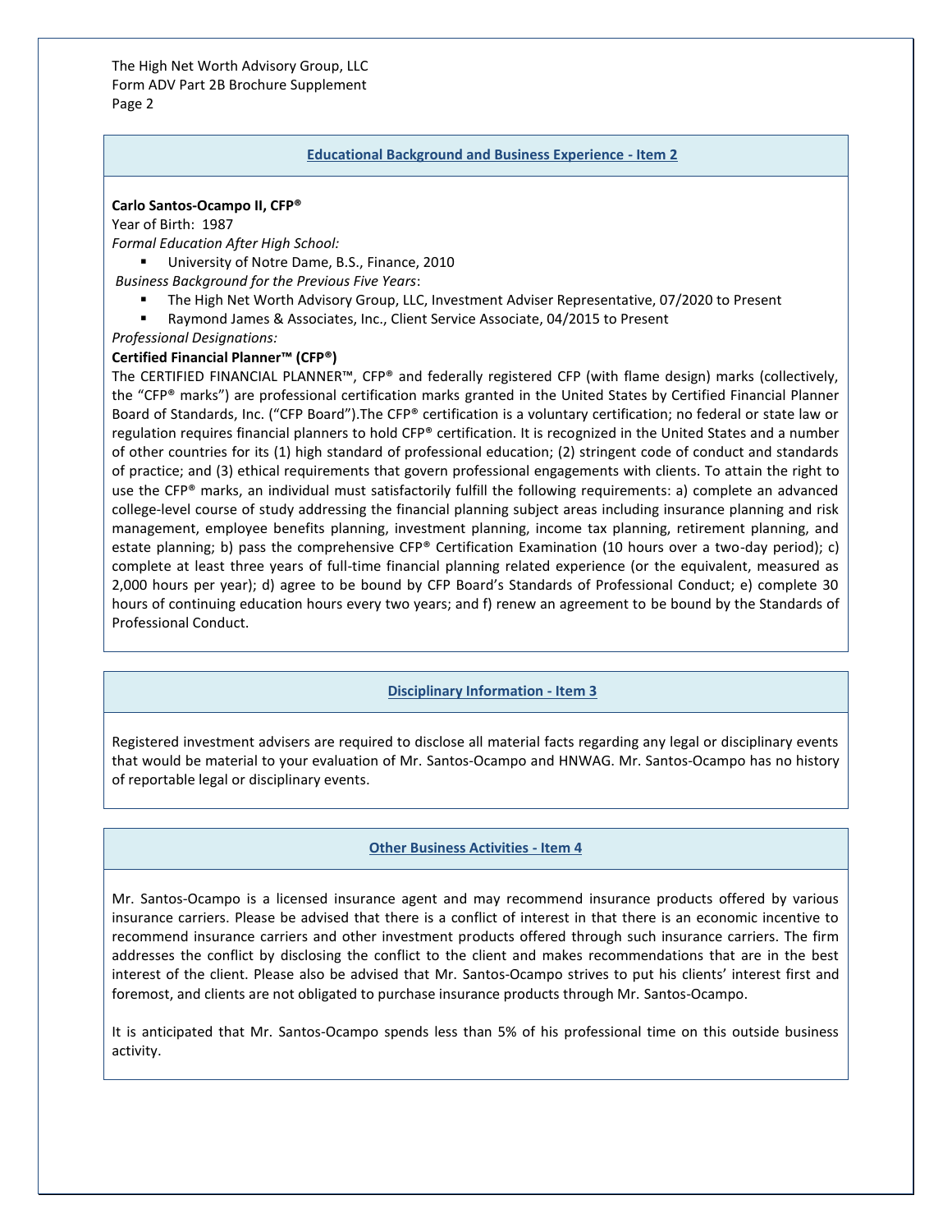## Educational Background and Business Experience - Item 2

**Carlo Santos-Ocampo II, CFP®**

Year of Birth: 1987

*Formal Education After High School:*

- University of Notre Dame, B.S., Finance, 2010

*Business Background for the Previous Five Years*:

- The High Net Worth Advisory Group, LLC, Investment Adviser Representative, 07/2020 to Present
- Raymond James & Associates, Inc., Client Service Associate, 04/2015 to Present

*Professional Designations:*

**Certified Financial Planner™ (CFP®)**

The CERTIFIED FINANCIAL PLANNER™, CFP® and federally registered CFP (with flame design) marks (collectively, the "CFP® marks") are professional certification marks granted in the United States by Certified Financial Planner Board of Standards, Inc. ("CFP Board").The CFP® certification is a voluntary certification; no federal or state law or regulation requires financial planners to hold CFP® certification. It is recognized in the United States and a number of other countries for its (1) high standard of professional education; (2) stringent code of conduct and standards of practice; and (3) ethical requirements that govern professional engagements with clients. To attain the right to use the CFP® marks, an individual must satisfactorily fulfill the following requirements: a) complete an advanced college-level course of study addressing the financial planning subject areas including insurance planning and risk management, employee benefits planning, investment planning, income tax planning, retirement planning, and estate planning; b) pass the comprehensive CFP® Certification Examination (10 hours over a two-day period); c) complete at least three years of full-time financial planning related experience (or the equivalent, measured as 2,000 hours per year); d) agree to be bound by CFP Board's Standards of Professional Conduct; e) complete 30 hours of continuing education hours every two years; and f) renew an agreement to be bound by the Standards of Professional Conduct.

## Disciplinary Information - Item 3

Registered investment advisers are required to disclose all material facts regarding any legal or disciplinary events that would be material to your evaluation of Mr. Santos-Ocampo and HNWAG. Mr. Santos-Ocampo has no history of reportable legal or disciplinary events.

## Other Business Activities - Item 4

Mr. Santos-Ocampo is a licensed insurance agent and may recommend insurance products offered by various insurance carriers. Please be advised that there is a conflict of interest in that there is an economic incentive to recommend insurance carriers and other investment products offered through such insurance carriers. The firm addresses the conflict by disclosing the conflict to the client and makes recommendations that are in the best interest of the client. Please also be advised that Mr. Santos-Ocampo strives to put his clients' interest first and foremost, and clients are not obligated to purchase insurance products through Mr. Santos-Ocampo.

It is anticipated that Mr. Santos-Ocampo spends less than 5% of his professional time on this outside business activity.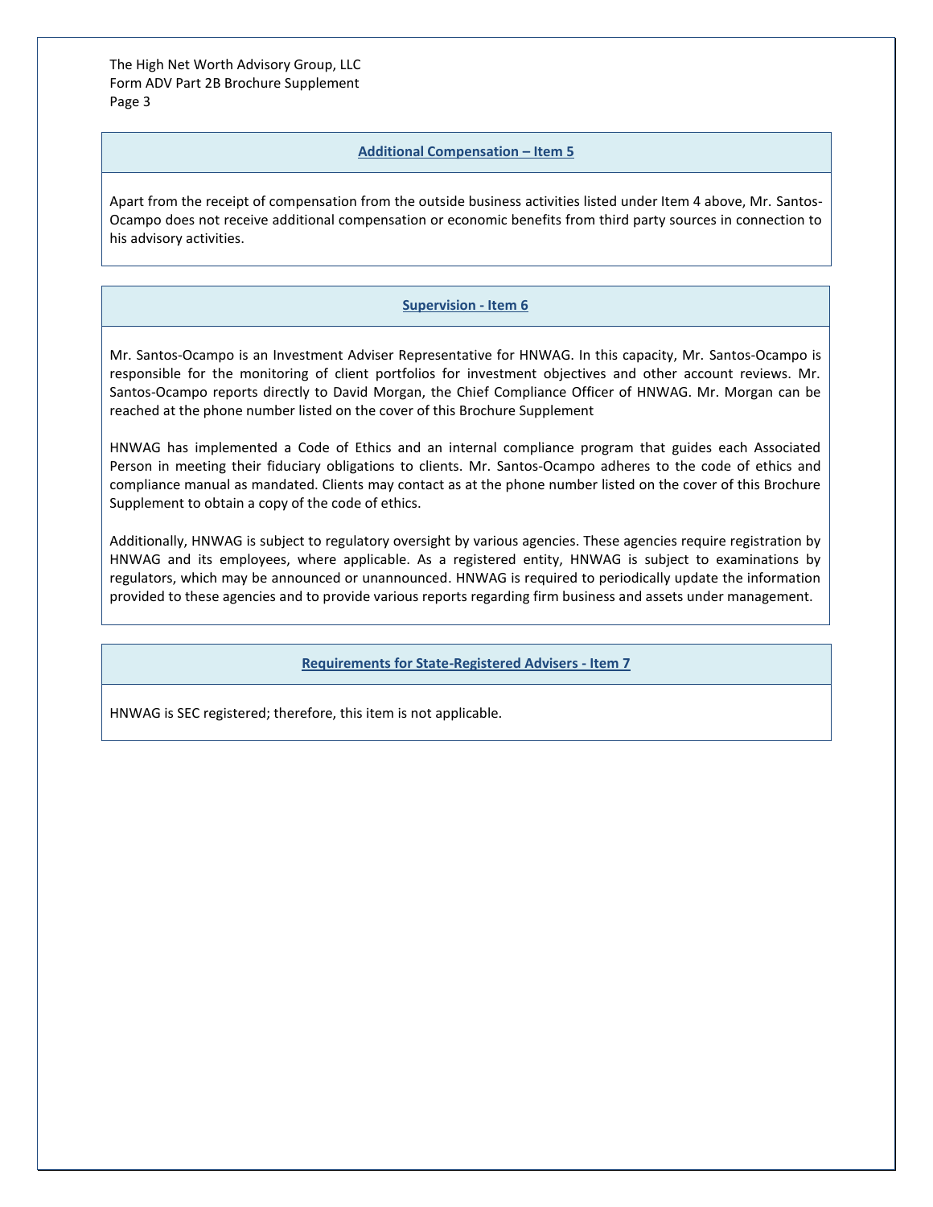## Additional Compensation – Item 5

Apart from the receipt of compensation from the outside business activities listed under Item 4 above, Mr. Santos-Ocampo does not receive additional compensation or economic benefits from third party sources in connection to his advisory activities.

## Supervision - Item 6

Mr. Santos-Ocampo is an Investment Adviser Representative for HNWAG. In this capacity, Mr. Santos-Ocampo is responsible for the monitoring of client portfolios for investment objectives and other account reviews. Mr. Santos-Ocampo reports directly to David Morgan, the Chief Compliance Officer of HNWAG. Mr. Morgan can be reached at the phone number listed on the cover of this Brochure Supplement

HNWAG has implemented a Code of Ethics and an internal compliance program that guides each Associated Person in meeting their fiduciary obligations to clients. Mr. Santos-Ocampo adheres to the code of ethics and compliance manual as mandated. Clients may contact as at the phone number listed on the cover of this Brochure Supplement to obtain a copy of the code of ethics.

Additionally, HNWAG is subject to regulatory oversight by various agencies. These agencies require registration by HNWAG and its employees, where applicable. As a registered entity, HNWAG is subject to examinations by regulators, which may be announced or unannounced. HNWAG is required to periodically update the information provided to these agencies and to provide various reports regarding firm business and assets under management.

## Requirements for State-Registered Advisers - Item 7

HNWAG is SEC registered; therefore, this item is not applicable.